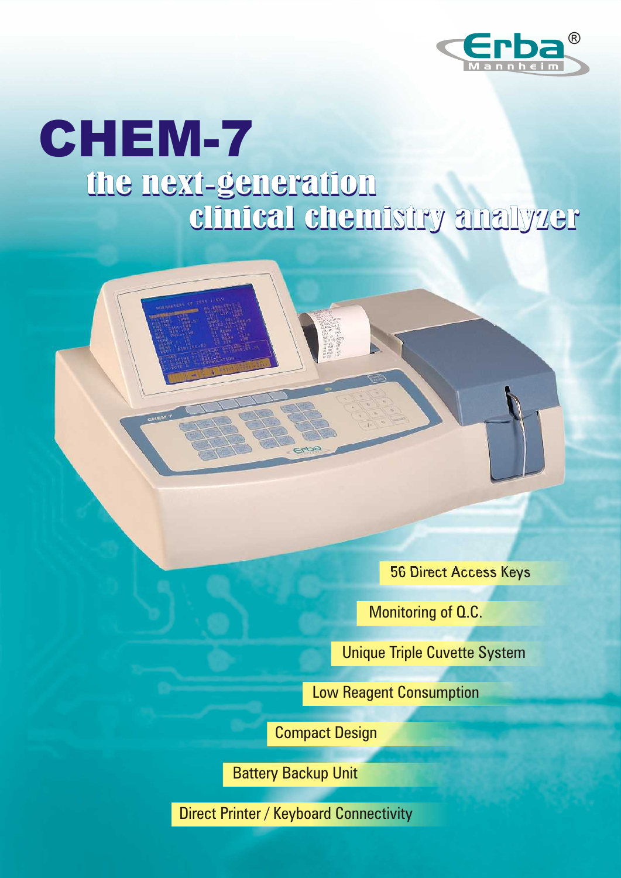Erba® Mannheim

# CHEM-7

## the next-generation clinical chemistry analyzer

- 56 Direct Access Keys
- Monitoring of Q.C.
- Unique Triple Cuvette System
- Low Reagent Consumption
- Compact Design
- Battery Backup Unit
- Direct Printer / Keyboard Connectivity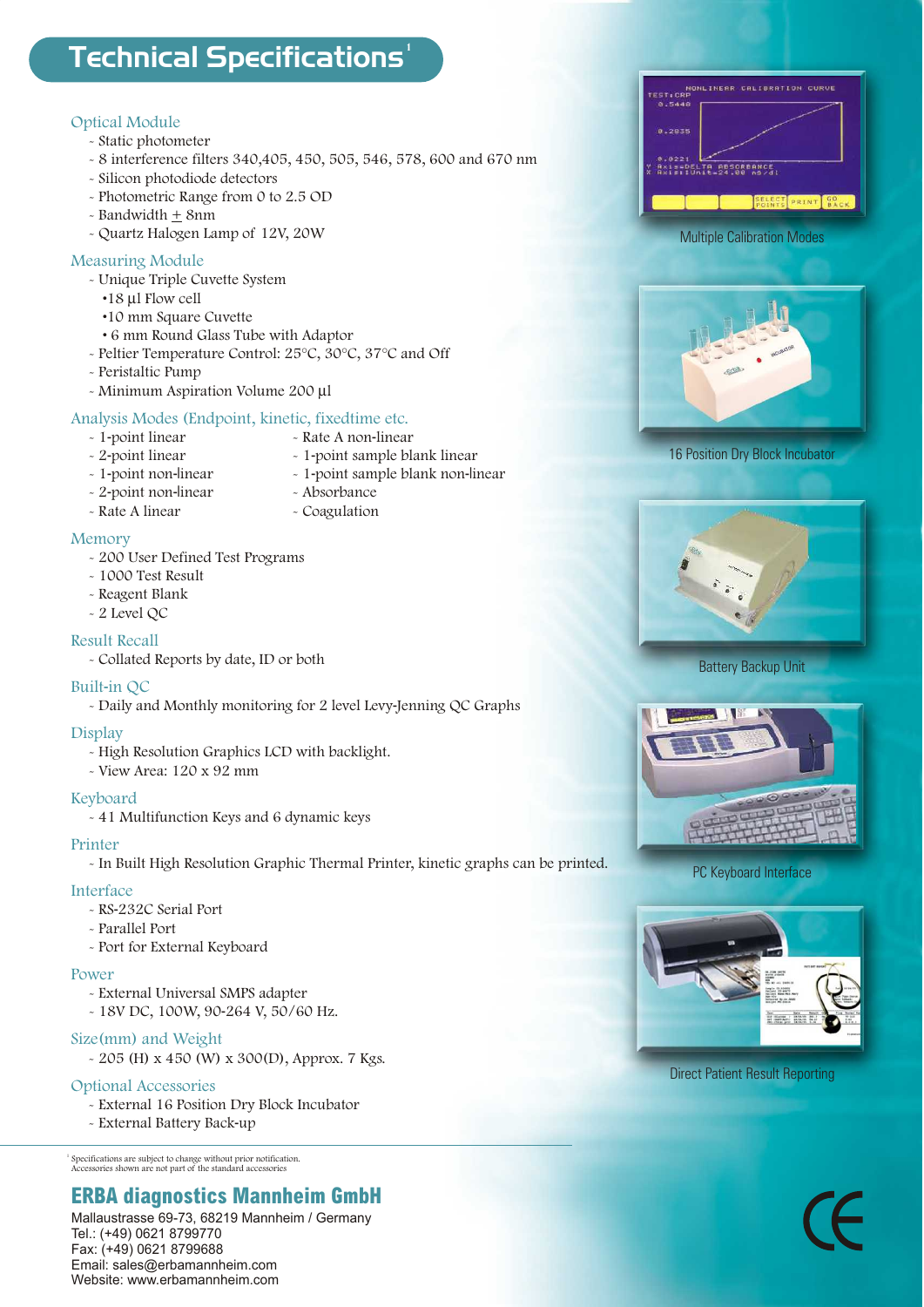# Technical Specifications[1]

## Optical Module

- Static photometer
- 8 interference filters 340,405, 450, 505, 546, 578, 600 and 670 nm
- Silicon photodiode detectors
- Photometric Range from 0 to 2.5 OD
- Bandwidth ± 8nm
- Quartz Halogen Lamp of 12V, 20W

## Measuring Module

- Unique Triple Cuvette System
  - 18 µl Flow cell
  - 10 mm Square Cuvette
  - 6 mm Round Glass Tube with Adaptor
- Peltier Temperature Control: 25°C, 30°C, 37°C and Off
- Peristaltic Pump
- Minimum Aspiration Volume 200 µl

## Analysis Modes (Endpoint, kinetic, fixedtime etc.

- 1-point linear
- 2-point linear
- 1-point non-linear
- 2-point non-linear
- Rate A linear
- Rate A non-linear
- 1-point sample blank linear
- 1-point sample blank non-linear
- Absorbance
- Coagulation

## Memory

- 200 User Defined Test Programs
- 1000 Test Result
- Reagent Blank
- 2 Level QC

## Result Recall

- Collated Reports by date, ID or both

## Built-in QC

- Daily and Monthly monitoring for 2 level Levy-Jenning QC Graphs

## Display

- High Resolution Graphics LCD with backlight.
- View Area: 120 x 92 mm

## Keyboard

- 41 Multifunction Keys and 6 dynamic keys

## Printer

- In Built High Resolution Graphic Thermal Printer, kinetic graphs can be printed.

## Interface

- RS-232C Serial Port
- Parallel Port
- Port for External Keyboard

## Power

- External Universal SMPS adapter
- 18V DC, 100W, 90-264 V, 50/60 Hz.

## Size(mm) and Weight

- 205 (H) x 450 (W) x 300(D), Approx. 7 Kgs.

## Optional Accessories

- External 16 Position Dry Block Incubator
- External Battery Back-up

Multiple Calibration Modes

16 Position Dry Block Incubator

Battery Backup Unit

PC Keyboard Interface

Direct Patient Result Reporting

[1] Specifications are subject to change without prior notification.
Accessories shown are not part of the standard accessories

**ERBA diagnostics Mannheim GmbH**
Mallaustrasse 69-73, 68219 Mannheim / Germany
Tel.: (+49) 0621 8799770
Fax: (+49) 0621 8799688
Email: sales@erbamannheim.com
Website: www.erbamannheim.com

CE